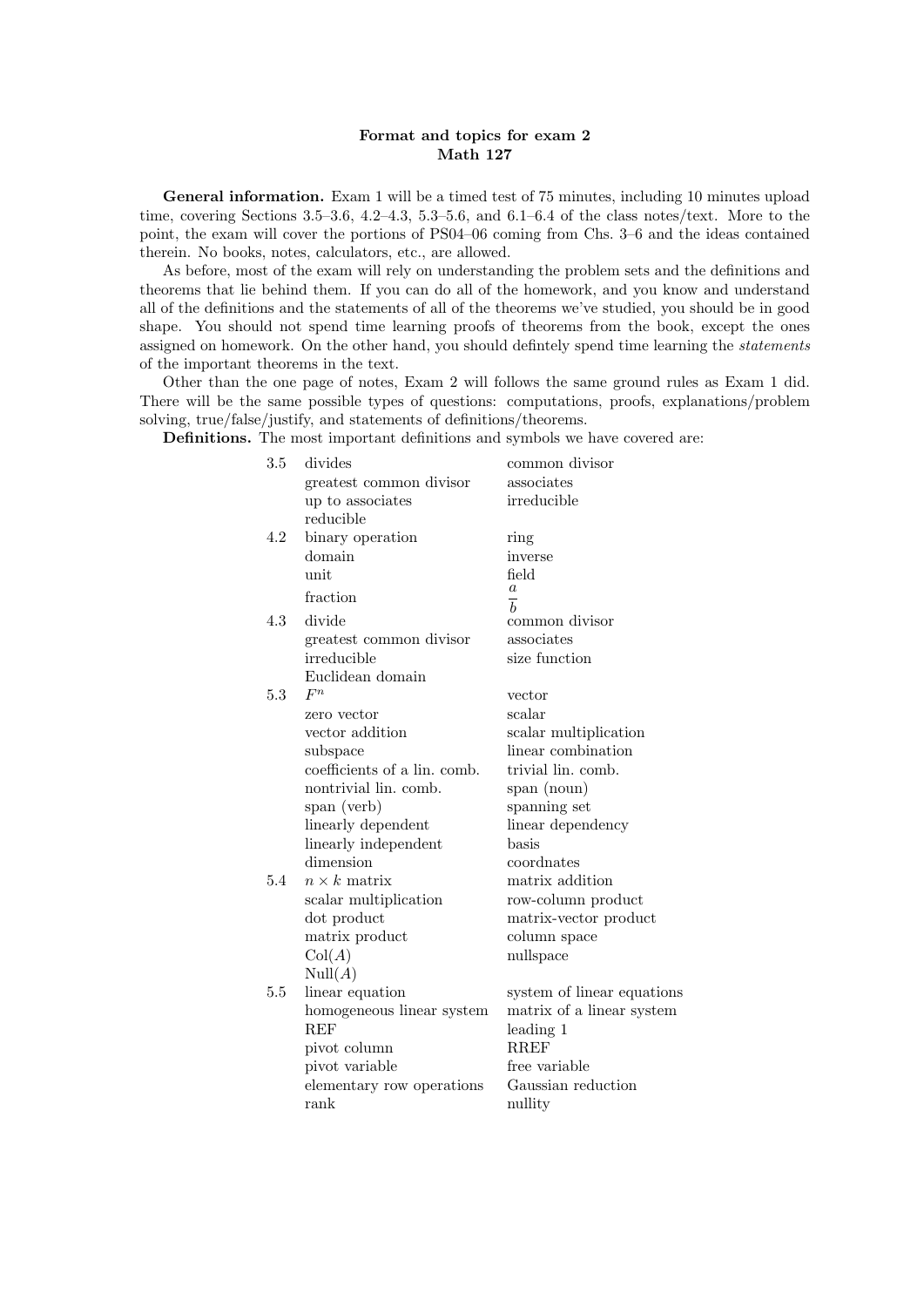**Format and topics for exam 2**
**Math 127**

**General information.** Exam 1 will be a timed test of 75 minutes, including 10 minutes upload time, covering Sections 3.5–3.6, 4.2–4.3, 5.3–5.6, and 6.1–6.4 of the class notes/text. More to the point, the exam will cover the portions of PS04–06 coming from Chs. 3–6 and the ideas contained therein. No books, notes, calculators, etc., are allowed.

As before, most of the exam will rely on understanding the problem sets and the definitions and theorems that lie behind them. If you can do all of the homework, and you know and understand all of the definitions and the statements of all of the theorems we've studied, you should be in good shape. You should not spend time learning proofs of theorems from the book, except the ones assigned on homework. On the other hand, you should defintely spend time learning the *statements* of the important theorems in the text.

Other than the one page of notes, Exam 2 will follows the same ground rules as Exam 1 did. There will be the same possible types of questions: computations, proofs, explanations/problem solving, true/false/justify, and statements of definitions/theorems.

**Definitions.** The most important definitions and symbols we have covered are:

| | | |
|---|---|---|
| 3.5 | divides | common divisor |
| | greatest common divisor | associates |
| | up to associates | irreducible |
| | reducible | |
| 4.2 | binary operation | ring |
| | domain | inverse |
| | unit | field |
| | fraction | $\frac{a}{b}$ |
| 4.3 | divide | common divisor |
| | greatest common divisor | associates |
| | irreducible | size function |
| | Euclidean domain | |
| 5.3 | $F^n$ | vector |
| | zero vector | scalar |
| | vector addition | scalar multiplication |
| | subspace | linear combination |
| | coefficients of a lin. comb. | trivial lin. comb. |
| | nontrivial lin. comb. | span (noun) |
| | span (verb) | spanning set |
| | linearly dependent | linear dependency |
| | linearly independent | basis |
| | dimension | coordnates |
| 5.4 | $n \times k$ matrix | matrix addition |
| | scalar multiplication | row-column product |
| | dot product | matrix-vector product |
| | matrix product | column space |
| | $\mathrm{Col}(A)$ | nullspace |
| | $\mathrm{Null}(A)$ | |
| 5.5 | linear equation | system of linear equations |
| | homogeneous linear system | matrix of a linear system |
| | REF | leading 1 |
| | pivot column | RREF |
| | pivot variable | free variable |
| | elementary row operations | Gaussian reduction |
| | rank | nullity |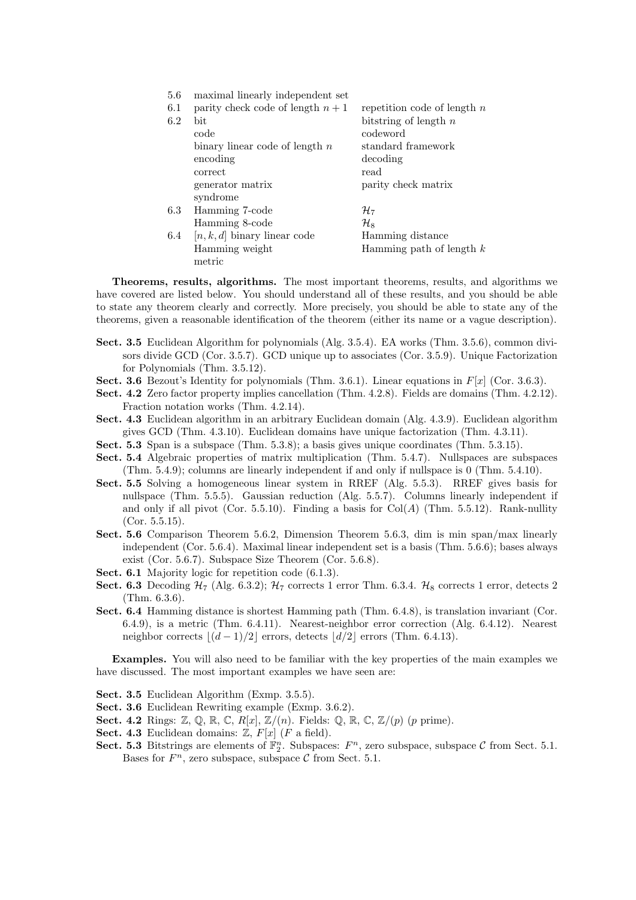| | | |
|---|---|---|
| 5.6 | maximal linearly independent set | |
| 6.1 | parity check code of length $n+1$ | repetition code of length $n$ |
| 6.2 | bit | bitstring of length $n$ |
| | code | codeword |
| | binary linear code of length $n$ | standard framework |
| | encoding | decoding |
| | correct | read |
| | generator matrix | parity check matrix |
| | syndrome | |
| 6.3 | Hamming 7-code | $\mathcal{H}_7$ |
| | Hamming 8-code | $\mathcal{H}_8$ |
| 6.4 | $[n, k, d]$ binary linear code | Hamming distance |
| | Hamming weight | Hamming path of length $k$ |
| | metric | |

**Theorems, results, algorithms.** The most important theorems, results, and algorithms we have covered are listed below. You should understand all of these results, and you should be able to state any theorem clearly and correctly. More precisely, you should be able to state any of the theorems, given a reasonable identification of the theorem (either its name or a vague description).

- **Sect. 3.5** Euclidean Algorithm for polynomials (Alg. 3.5.4). EA works (Thm. 3.5.6), common divisors divide GCD (Cor. 3.5.7). GCD unique up to associates (Cor. 3.5.9). Unique Factorization for Polynomials (Thm. 3.5.12).
- **Sect. 3.6** Bezout's Identity for polynomials (Thm. 3.6.1). Linear equations in $F[x]$ (Cor. 3.6.3).
- **Sect. 4.2** Zero factor property implies cancellation (Thm. 4.2.8). Fields are domains (Thm. 4.2.12). Fraction notation works (Thm. 4.2.14).
- **Sect. 4.3** Euclidean algorithm in an arbitrary Euclidean domain (Alg. 4.3.9). Euclidean algorithm gives GCD (Thm. 4.3.10). Euclidean domains have unique factorization (Thm. 4.3.11).
- **Sect. 5.3** Span is a subspace (Thm. 5.3.8); a basis gives unique coordinates (Thm. 5.3.15).
- **Sect. 5.4** Algebraic properties of matrix multiplication (Thm. 5.4.7). Nullspaces are subspaces (Thm. 5.4.9); columns are linearly independent if and only if nullspace is 0 (Thm. 5.4.10).
- **Sect. 5.5** Solving a homogeneous linear system in RREF (Alg. 5.5.3). RREF gives basis for nullspace (Thm. 5.5.5). Gaussian reduction (Alg. 5.5.7). Columns linearly independent if and only if all pivot (Cor. 5.5.10). Finding a basis for $\mathrm{Col}(A)$ (Thm. 5.5.12). Rank-nullity (Cor. 5.5.15).
- **Sect. 5.6** Comparison Theorem 5.6.2, Dimension Theorem 5.6.3, dim is min span/max linearly independent (Cor. 5.6.4). Maximal linear independent set is a basis (Thm. 5.6.6); bases always exist (Cor. 5.6.7). Subspace Size Theorem (Cor. 5.6.8).
- **Sect. 6.1** Majority logic for repetition code (6.1.3).
- **Sect. 6.3** Decoding $\mathcal{H}_7$ (Alg. 6.3.2); $\mathcal{H}_7$ corrects 1 error Thm. 6.3.4. $\mathcal{H}_8$ corrects 1 error, detects 2 (Thm. 6.3.6).
- **Sect. 6.4** Hamming distance is shortest Hamming path (Thm. 6.4.8), is translation invariant (Cor. 6.4.9), is a metric (Thm. 6.4.11). Nearest-neighbor error correction (Alg. 6.4.12). Nearest neighbor corrects $\lfloor (d-1)/2 \rfloor$ errors, detects $\lfloor d/2 \rfloor$ errors (Thm. 6.4.13).

**Examples.** You will also need to be familiar with the key properties of the main examples we have discussed. The most important examples we have seen are:

- **Sect. 3.5** Euclidean Algorithm (Exmp. 3.5.5).
- **Sect. 3.6** Euclidean Rewriting example (Exmp. 3.6.2).
- **Sect. 4.2** Rings: $\mathbb{Z}$, $\mathbb{Q}$, $\mathbb{R}$, $\mathbb{C}$, $R[x]$, $\mathbb{Z}/(n)$. Fields: $\mathbb{Q}$, $\mathbb{R}$, $\mathbb{C}$, $\mathbb{Z}/(p)$ ($p$ prime).
- **Sect. 4.3** Euclidean domains: $\mathbb{Z}$, $F[x]$ ($F$ a field).
- **Sect. 5.3** Bitstrings are elements of $\mathbb{F}_2^n$. Subspaces: $F^n$, zero subspace, subspace $\mathcal{C}$ from Sect. 5.1. Bases for $F^n$, zero subspace, subspace $\mathcal{C}$ from Sect. 5.1.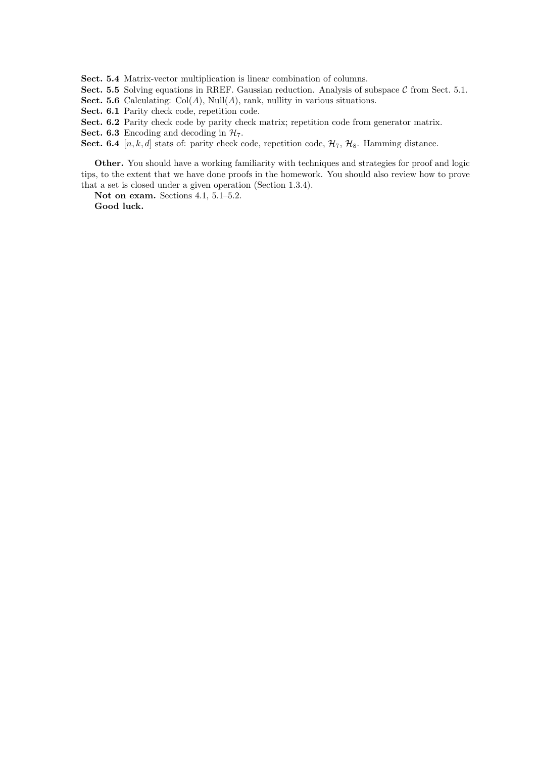**Sect. 5.4** Matrix-vector multiplication is linear combination of columns.
**Sect. 5.5** Solving equations in RREF. Gaussian reduction. Analysis of subspace $\mathcal{C}$ from Sect. 5.1.
**Sect. 5.6** Calculating: $\mathrm{Col}(A)$, $\mathrm{Null}(A)$, rank, nullity in various situations.
**Sect. 6.1** Parity check code, repetition code.
**Sect. 6.2** Parity check code by parity check matrix; repetition code from generator matrix.
**Sect. 6.3** Encoding and decoding in $\mathcal{H}_7$.
**Sect. 6.4** $[n, k, d]$ stats of: parity check code, repetition code, $\mathcal{H}_7$, $\mathcal{H}_8$. Hamming distance.

**Other.** You should have a working familiarity with techniques and strategies for proof and logic tips, to the extent that we have done proofs in the homework. You should also review how to prove that a set is closed under a given operation (Section 1.3.4).

**Not on exam.** Sections 4.1, 5.1–5.2.

**Good luck.**